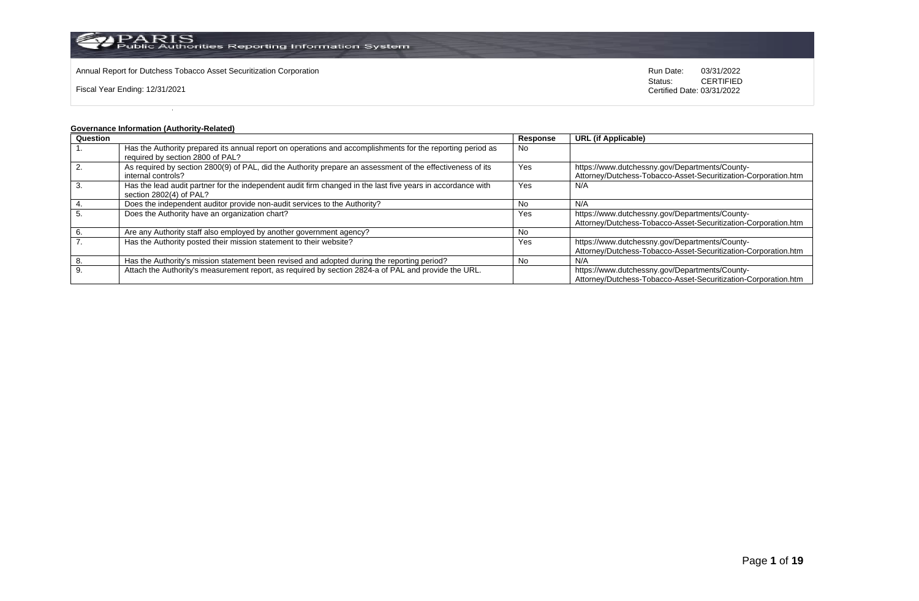Annual Report for Dutchess Tobacco Asset Securitization Corporation

Fiscal Year Ending: 12/31/2021

Run Date: 03/31/2022
Status: CERTIFIED
Certified Date: 03/31/2022

**Governance Information (Authority-Related)**

| Question | | Response | URL (if Applicable) |
|---|---|---|---|
| 1. | Has the Authority prepared its annual report on operations and accomplishments for the reporting period as required by section 2800 of PAL? | No | |
| 2. | As required by section 2800(9) of PAL, did the Authority prepare an assessment of the effectiveness of its internal controls? | Yes | https://www.dutchessny.gov/Departments/County-Attorney/Dutchess-Tobacco-Asset-Securitization-Corporation.htm |
| 3. | Has the lead audit partner for the independent audit firm changed in the last five years in accordance with section 2802(4) of PAL? | Yes | N/A |
| 4. | Does the independent auditor provide non-audit services to the Authority? | No | N/A |
| 5. | Does the Authority have an organization chart? | Yes | https://www.dutchessny.gov/Departments/County-Attorney/Dutchess-Tobacco-Asset-Securitization-Corporation.htm |
| 6. | Are any Authority staff also employed by another government agency? | No | |
| 7. | Has the Authority posted their mission statement to their website? | Yes | https://www.dutchessny.gov/Departments/County-Attorney/Dutchess-Tobacco-Asset-Securitization-Corporation.htm |
| 8. | Has the Authority's mission statement been revised and adopted during the reporting period? | No | N/A |
| 9. | Attach the Authority's measurement report, as required by section 2824-a of PAL and provide the URL. | | https://www.dutchessny.gov/Departments/County-Attorney/Dutchess-Tobacco-Asset-Securitization-Corporation.htm |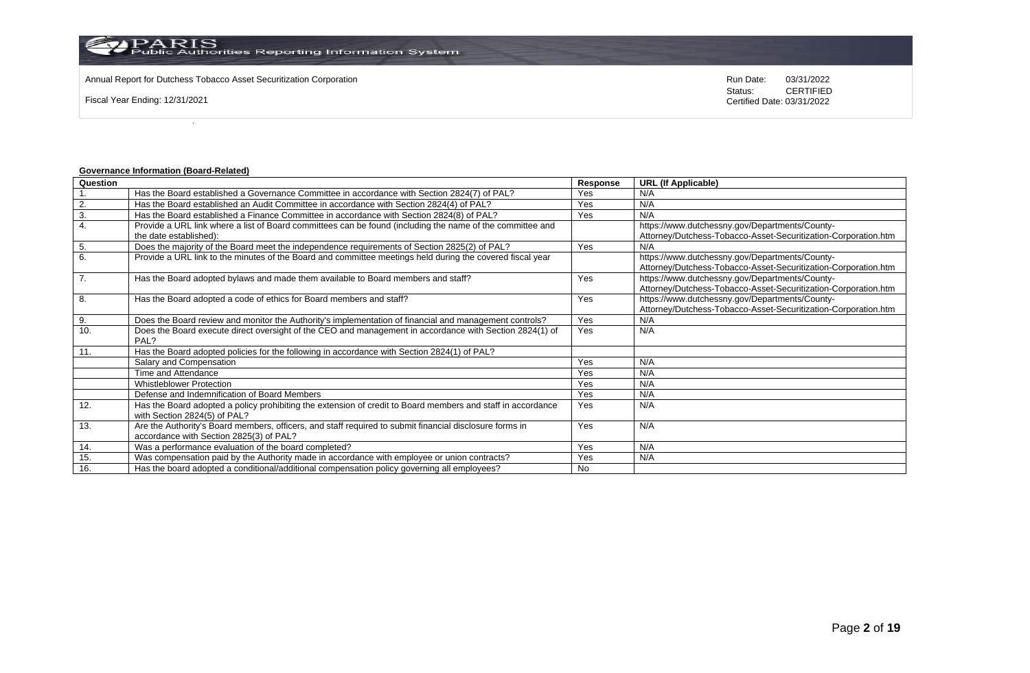Annual Report for Dutchess Tobacco Asset Securitization Corporation

Fiscal Year Ending: 12/31/2021

Run Date: 03/31/2022
Status: CERTIFIED
Certified Date: 03/31/2022

**Governance Information (Board-Related)**

| Question | | Response | URL (If Applicable) |
|---|---|---|---|
| 1. | Has the Board established a Governance Committee in accordance with Section 2824(7) of PAL? | Yes | N/A |
| 2. | Has the Board established an Audit Committee in accordance with Section 2824(4) of PAL? | Yes | N/A |
| 3. | Has the Board established a Finance Committee in accordance with Section 2824(8) of PAL? | Yes | N/A |
| 4. | Provide a URL link where a list of Board committees can be found (including the name of the committee and the date established): | | https://www.dutchessny.gov/Departments/County-Attorney/Dutchess-Tobacco-Asset-Securitization-Corporation.htm |
| 5. | Does the majority of the Board meet the independence requirements of Section 2825(2) of PAL? | Yes | N/A |
| 6. | Provide a URL link to the minutes of the Board and committee meetings held during the covered fiscal year | | https://www.dutchessny.gov/Departments/County-Attorney/Dutchess-Tobacco-Asset-Securitization-Corporation.htm |
| 7. | Has the Board adopted bylaws and made them available to Board members and staff? | Yes | https://www.dutchessny.gov/Departments/County-Attorney/Dutchess-Tobacco-Asset-Securitization-Corporation.htm |
| 8. | Has the Board adopted a code of ethics for Board members and staff? | Yes | https://www.dutchessny.gov/Departments/County-Attorney/Dutchess-Tobacco-Asset-Securitization-Corporation.htm |
| 9. | Does the Board review and monitor the Authority's implementation of financial and management controls? | Yes | N/A |
| 10. | Does the Board execute direct oversight of the CEO and management in accordance with Section 2824(1) of PAL? | Yes | N/A |
| 11. | Has the Board adopted policies for the following in accordance with Section 2824(1) of PAL? | | |
| | Salary and Compensation | Yes | N/A |
| | Time and Attendance | Yes | N/A |
| | Whistleblower Protection | Yes | N/A |
| | Defense and Indemnification of Board Members | Yes | N/A |
| 12. | Has the Board adopted a policy prohibiting the extension of credit to Board members and staff in accordance with Section 2824(5) of PAL? | Yes | N/A |
| 13. | Are the Authority's Board members, officers, and staff required to submit financial disclosure forms in accordance with Section 2825(3) of PAL? | Yes | N/A |
| 14. | Was a performance evaluation of the board completed? | Yes | N/A |
| 15. | Was compensation paid by the Authority made in accordance with employee or union contracts? | Yes | N/A |
| 16. | Has the board adopted a conditional/additional compensation policy governing all employees? | No | |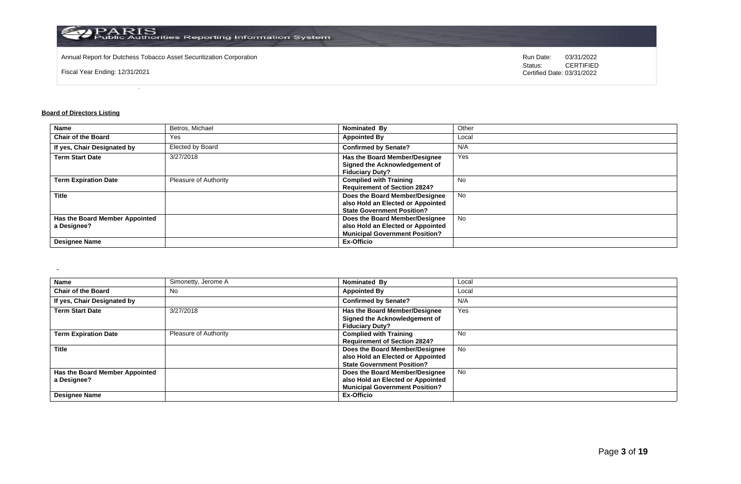Annual Report for Dutchess Tobacco Asset Securitization Corporation

Fiscal Year Ending: 12/31/2021

Run Date: 03/31/2022
Status: CERTIFIED
Certified Date: 03/31/2022

**Board of Directors Listing**

| **Name** | Betros, Michael | **Nominated By** | Other |
|---|---|---|---|
| **Chair of the Board** | Yes | **Appointed By** | Local |
| **If yes, Chair Designated by** | Elected by Board | **Confirmed by Senate?** | N/A |
| **Term Start Date** | 3/27/2018 | **Has the Board Member/Designee Signed the Acknowledgement of Fiduciary Duty?** | Yes |
| **Term Expiration Date** | Pleasure of Authority | **Complied with Training Requirement of Section 2824?** | No |
| **Title** | | **Does the Board Member/Designee also Hold an Elected or Appointed State Government Position?** | No |
| **Has the Board Member Appointed a Designee?** | | **Does the Board Member/Designee also Hold an Elected or Appointed Municipal Government Position?** | No |
| **Designee Name** | | **Ex-Officio** | |

| **Name** | Simonetty, Jerome A | **Nominated By** | Local |
|---|---|---|---|
| **Chair of the Board** | No | **Appointed By** | Local |
| **If yes, Chair Designated by** | | **Confirmed by Senate?** | N/A |
| **Term Start Date** | 3/27/2018 | **Has the Board Member/Designee Signed the Acknowledgement of Fiduciary Duty?** | Yes |
| **Term Expiration Date** | Pleasure of Authority | **Complied with Training Requirement of Section 2824?** | No |
| **Title** | | **Does the Board Member/Designee also Hold an Elected or Appointed State Government Position?** | No |
| **Has the Board Member Appointed a Designee?** | | **Does the Board Member/Designee also Hold an Elected or Appointed Municipal Government Position?** | No |
| **Designee Name** | | **Ex-Officio** | |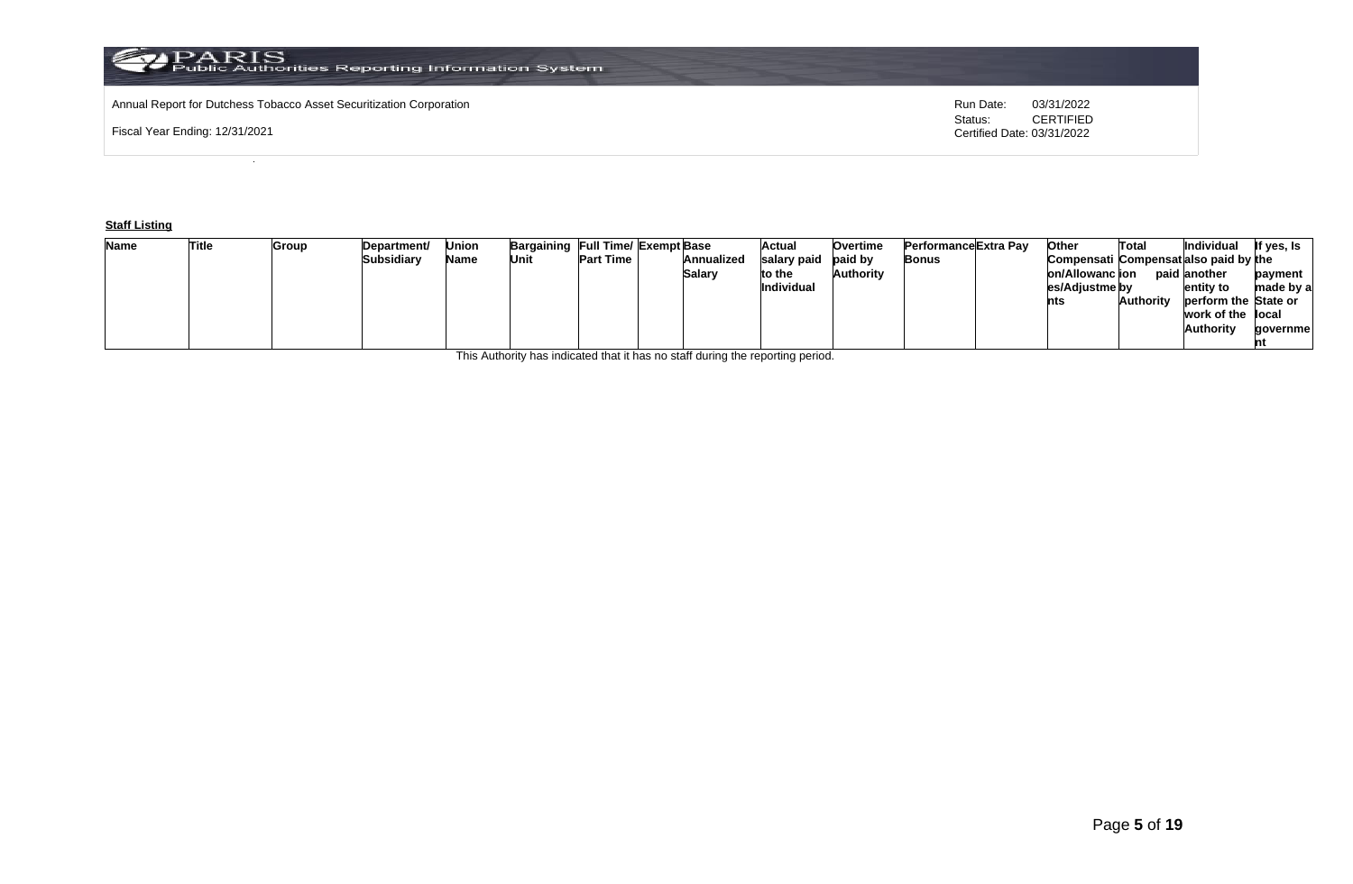Annual Report for Dutchess Tobacco Asset Securitization Corporation

Fiscal Year Ending: 12/31/2021

Run Date: 03/31/2022
Status: CERTIFIED
Certified Date: 03/31/2022

**Staff Listing**

| Name | Title | Group | Department/ Subsidiary | Union Name | Bargaining Unit | Full Time/ Part Time | Exempt | Base Annualized Salary | Actual salary paid to the Individual | Overtime paid by Authority | Performance Bonus | Extra Pay | Other Compensation/Allowances/Adjustments | Total Compensation paid by Authority | Individual also paid by another entity to perform the work of the Authority | If yes, Is the payment made by a State or local government |
|---|---|---|---|---|---|---|---|---|---|---|---|---|---|---|---|---|

This Authority has indicated that it has no staff during the reporting period.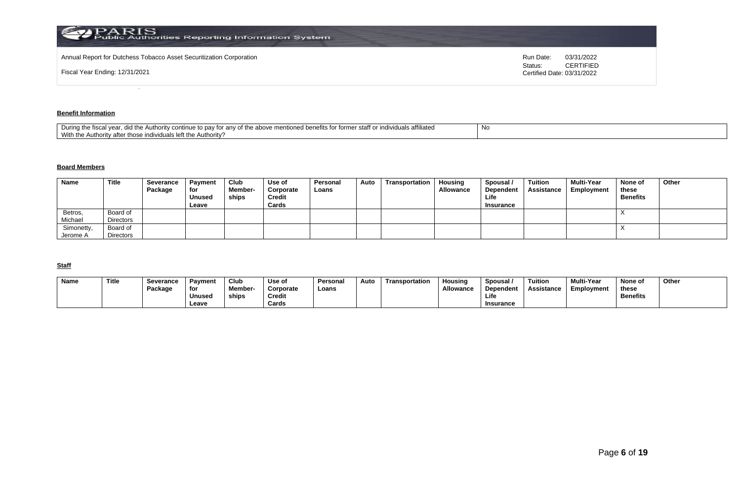Annual Report for Dutchess Tobacco Asset Securitization Corporation

Fiscal Year Ending: 12/31/2021

Run Date: 03/31/2022
Status: CERTIFIED
Certified Date: 03/31/2022

## Benefit Information

| During the fiscal year, did the Authority continue to pay for any of the above mentioned benefits for former staff or individuals affiliated With the Authority after those individuals left the Authority? | No |
|---|---|

## Board Members

| Name | Title | Severance Package | Payment for Unused Leave | Club Member-ships | Use of Corporate Credit Cards | Personal Loans | Auto | Transportation | Housing Allowance | Spousal / Dependent Life Insurance | Tuition Assistance | Multi-Year Employment | None of these Benefits | Other |
|---|---|---|---|---|---|---|---|---|---|---|---|---|---|---|
| Betros, Michael | Board of Directors | | | | | | | | | | | | X | |
| Simonetty, Jerome A | Board of Directors | | | | | | | | | | | | X | |

## Staff

| Name | Title | Severance Package | Payment for Unused Leave | Club Member-ships | Use of Corporate Credit Cards | Personal Loans | Auto | Transportation | Housing Allowance | Spousal / Dependent Life Insurance | Tuition Assistance | Multi-Year Employment | None of these Benefits | Other |
|---|---|---|---|---|---|---|---|---|---|---|---|---|---|---|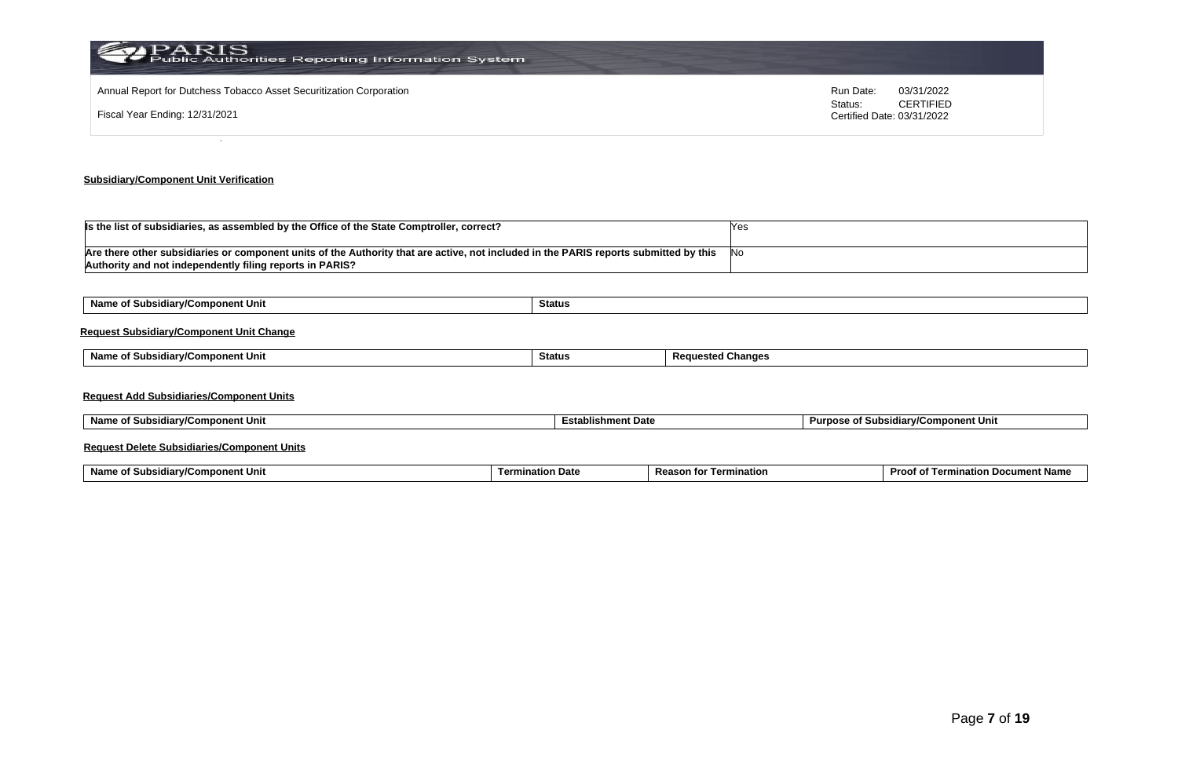Annual Report for Dutchess Tobacco Asset Securitization Corporation

Fiscal Year Ending: 12/31/2021

Run Date: 03/31/2022
Status: CERTIFIED
Certified Date: 03/31/2022

**Subsidiary/Component Unit Verification**

| | |
|---|---|
| **Is the list of subsidiaries, as assembled by the Office of the State Comptroller, correct?** | Yes |
| **Are there other subsidiaries or component units of the Authority that are active, not included in the PARIS reports submitted by this Authority and not independently filing reports in PARIS?** | No |

| Name of Subsidiary/Component Unit | Status |
|---|---|

**Request Subsidiary/Component Unit Change**

| Name of Subsidiary/Component Unit | Status | Requested Changes |
|---|---|---|

**Request Add Subsidiaries/Component Units**

| Name of Subsidiary/Component Unit | Establishment Date | Purpose of Subsidiary/Component Unit |
|---|---|---|

**Request Delete Subsidiaries/Component Units**

| Name of Subsidiary/Component Unit | Termination Date | Reason for Termination | Proof of Termination Document Name |
|---|---|---|---|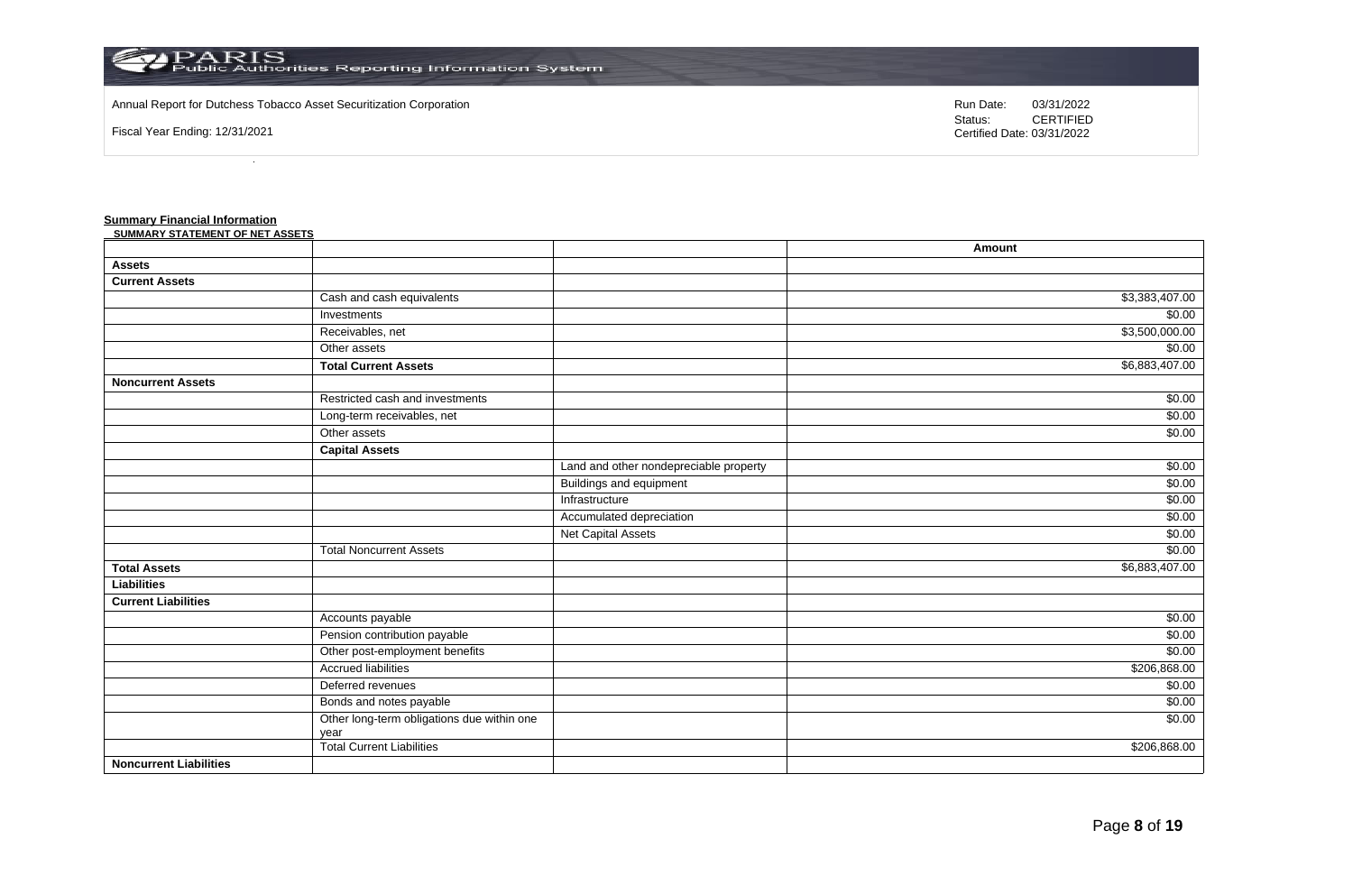Annual Report for Dutchess Tobacco Asset Securitization Corporation

Fiscal Year Ending: 12/31/2021

Run Date: 03/31/2022
Status: CERTIFIED
Certified Date: 03/31/2022

**Summary Financial Information**

**SUMMARY STATEMENT OF NET ASSETS**

| | | | Amount |
|---|---|---|---|
| **Assets** | | | |
| **Current Assets** | | | |
| | Cash and cash equivalents | | $3,383,407.00 |
| | Investments | | $0.00 |
| | Receivables, net | | $3,500,000.00 |
| | Other assets | | $0.00 |
| | **Total Current Assets** | | $6,883,407.00 |
| **Noncurrent Assets** | | | |
| | Restricted cash and investments | | $0.00 |
| | Long-term receivables, net | | $0.00 |
| | Other assets | | $0.00 |
| | **Capital Assets** | | |
| | | Land and other nondepreciable property | $0.00 |
| | | Buildings and equipment | $0.00 |
| | | Infrastructure | $0.00 |
| | | Accumulated depreciation | $0.00 |
| | | Net Capital Assets | $0.00 |
| | Total Noncurrent Assets | | $0.00 |
| **Total Assets** | | | $6,883,407.00 |
| **Liabilities** | | | |
| **Current Liabilities** | | | |
| | Accounts payable | | $0.00 |
| | Pension contribution payable | | $0.00 |
| | Other post-employment benefits | | $0.00 |
| | Accrued liabilities | | $206,868.00 |
| | Deferred revenues | | $0.00 |
| | Bonds and notes payable | | $0.00 |
| | Other long-term obligations due within one year | | $0.00 |
| | Total Current Liabilities | | $206,868.00 |
| **Noncurrent Liabilities** | | | |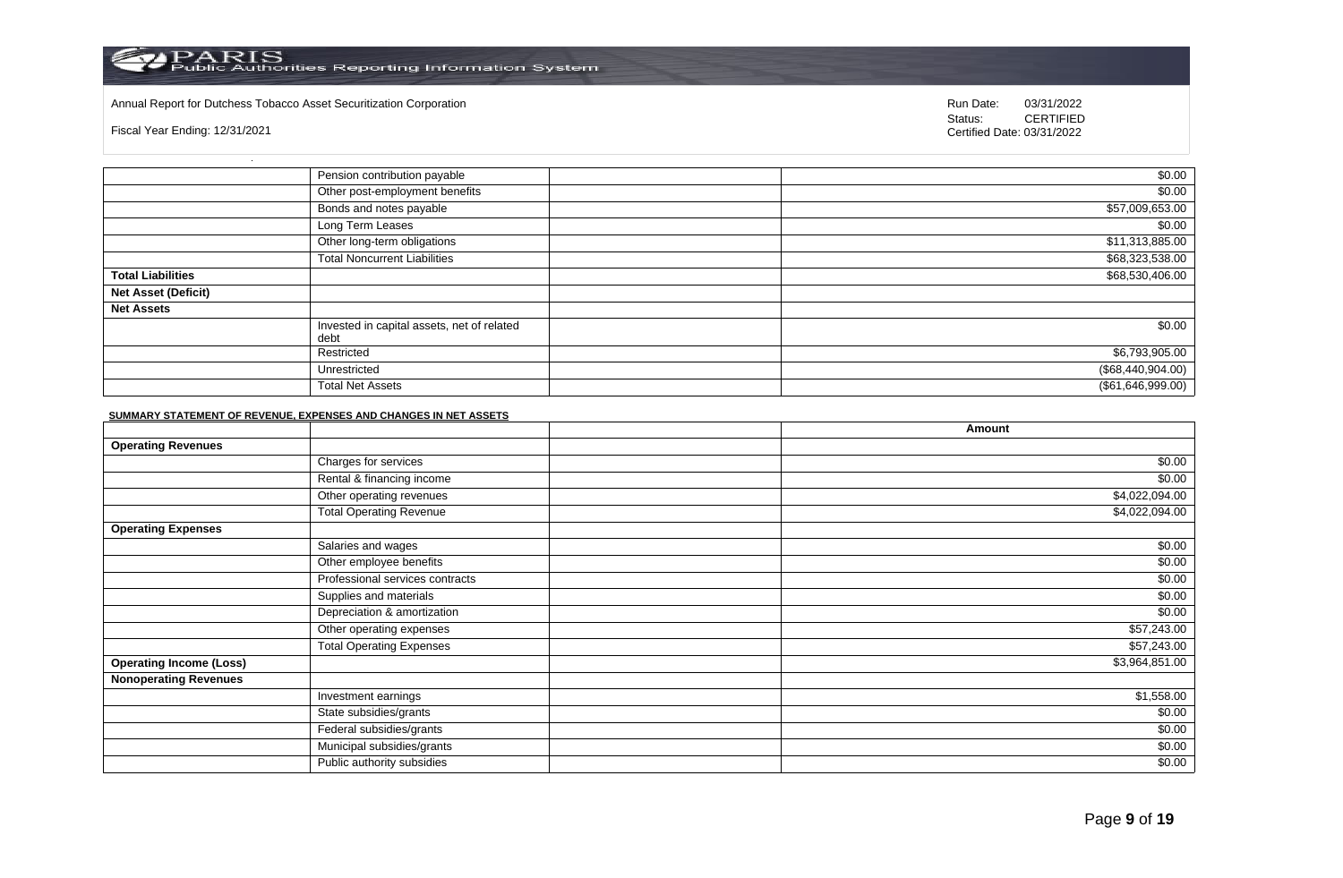Annual Report for Dutchess Tobacco Asset Securitization Corporation

Fiscal Year Ending: 12/31/2021

Run Date: 03/31/2022
Status: CERTIFIED
Certified Date: 03/31/2022

| | | | |
|---|---|---|---|
| | Pension contribution payable | | $0.00 |
| | Other post-employment benefits | | $0.00 |
| | Bonds and notes payable | | $57,009,653.00 |
| | Long Term Leases | | $0.00 |
| | Other long-term obligations | | $11,313,885.00 |
| | Total Noncurrent Liabilities | | $68,323,538.00 |
| **Total Liabilities** | | | $68,530,406.00 |
| **Net Asset (Deficit)** | | | |
| **Net Assets** | | | |
| | Invested in capital assets, net of related debt | | $0.00 |
| | Restricted | | $6,793,905.00 |
| | Unrestricted | | ($68,440,904.00) |
| | Total Net Assets | | ($61,646,999.00) |

**SUMMARY STATEMENT OF REVENUE, EXPENSES AND CHANGES IN NET ASSETS**

| | | | Amount |
|---|---|---|---|
| **Operating Revenues** | | | |
| | Charges for services | | $0.00 |
| | Rental & financing income | | $0.00 |
| | Other operating revenues | | $4,022,094.00 |
| | Total Operating Revenue | | $4,022,094.00 |
| **Operating Expenses** | | | |
| | Salaries and wages | | $0.00 |
| | Other employee benefits | | $0.00 |
| | Professional services contracts | | $0.00 |
| | Supplies and materials | | $0.00 |
| | Depreciation & amortization | | $0.00 |
| | Other operating expenses | | $57,243.00 |
| | Total Operating Expenses | | $57,243.00 |
| **Operating Income (Loss)** | | | $3,964,851.00 |
| **Nonoperating Revenues** | | | |
| | Investment earnings | | $1,558.00 |
| | State subsidies/grants | | $0.00 |
| | Federal subsidies/grants | | $0.00 |
| | Municipal subsidies/grants | | $0.00 |
| | Public authority subsidies | | $0.00 |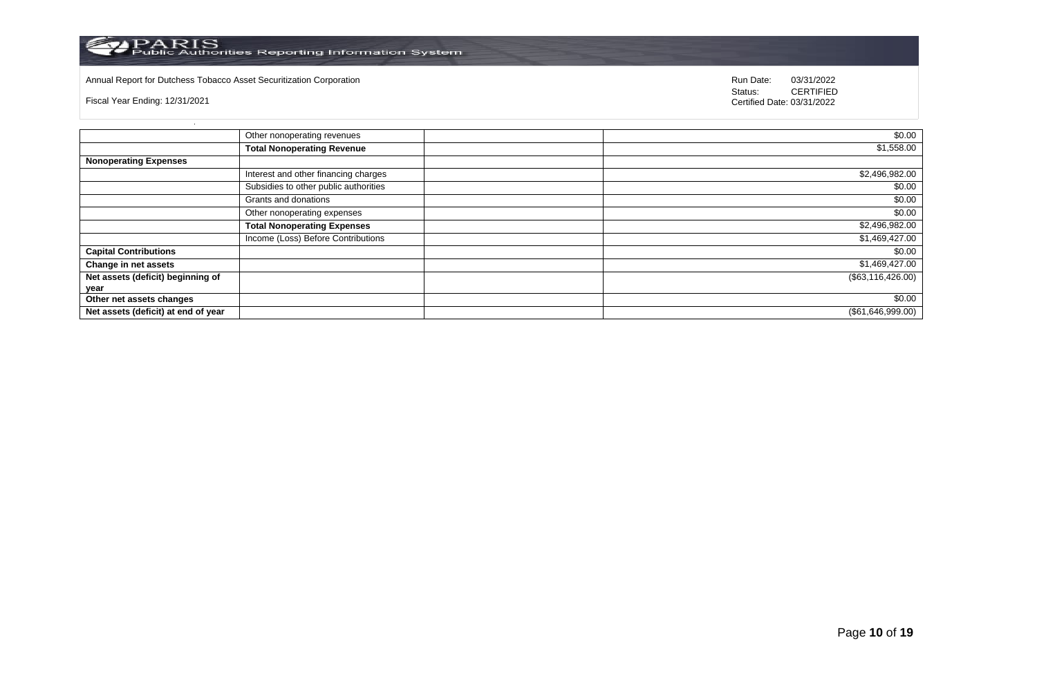Annual Report for Dutchess Tobacco Asset Securitization Corporation

Fiscal Year Ending: 12/31/2021

Run Date: 03/31/2022
Status: CERTIFIED
Certified Date: 03/31/2022

| | | | |
|---|---|---|---|
| | Other nonoperating revenues | | $0.00 |
| | **Total Nonoperating Revenue** | | $1,558.00 |
| **Nonoperating Expenses** | | | |
| | Interest and other financing charges | | $2,496,982.00 |
| | Subsidies to other public authorities | | $0.00 |
| | Grants and donations | | $0.00 |
| | Other nonoperating expenses | | $0.00 |
| | **Total Nonoperating Expenses** | | $2,496,982.00 |
| | Income (Loss) Before Contributions | | $1,469,427.00 |
| **Capital Contributions** | | | $0.00 |
| **Change in net assets** | | | $1,469,427.00 |
| **Net assets (deficit) beginning of year** | | | ($63,116,426.00) |
| **Other net assets changes** | | | $0.00 |
| **Net assets (deficit) at end of year** | | | ($61,646,999.00) |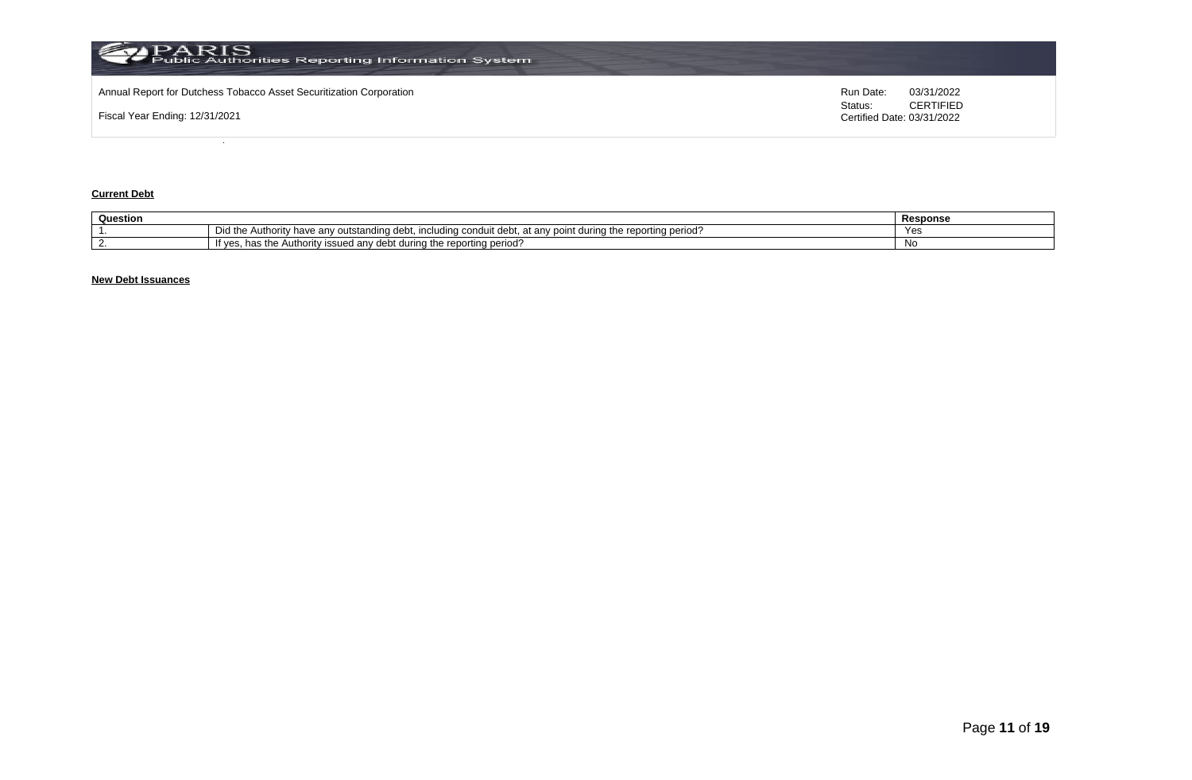Annual Report for Dutchess Tobacco Asset Securitization Corporation

Fiscal Year Ending: 12/31/2021

Run Date: 03/31/2022
Status: CERTIFIED
Certified Date: 03/31/2022

**Current Debt**

| Question | | Response |
|---|---|---|
| 1. | Did the Authority have any outstanding debt, including conduit debt, at any point during the reporting period? | Yes |
| 2. | If yes, has the Authority issued any debt during the reporting period? | No |

**New Debt Issuances**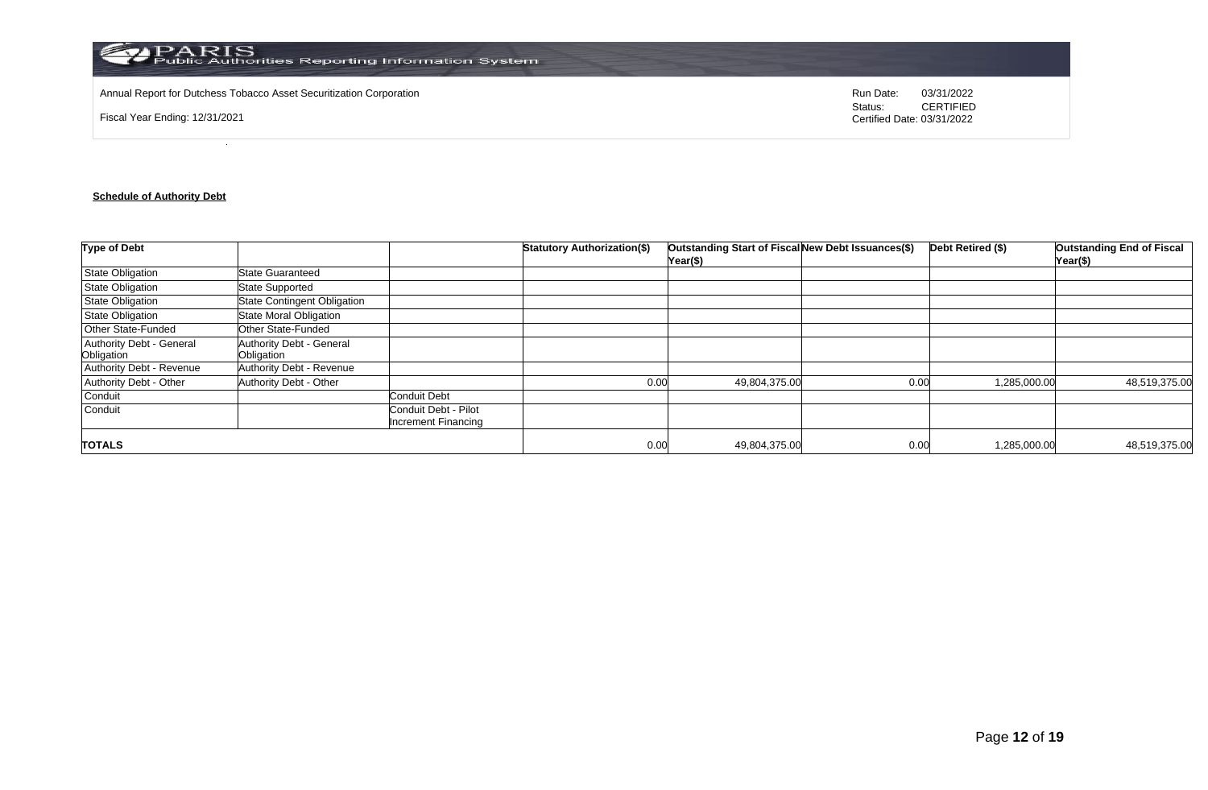Annual Report for Dutchess Tobacco Asset Securitization Corporation

Fiscal Year Ending: 12/31/2021

Run Date: 03/31/2022
Status: CERTIFIED
Certified Date: 03/31/2022

**Schedule of Authority Debt**

| Type of Debt | | | Statutory Authorization($) | Outstanding Start of Fiscal Year($) | New Debt Issuances($) | Debt Retired ($) | Outstanding End of Fiscal Year($) |
|---|---|---|---|---|---|---|---|
| State Obligation | State Guaranteed | | | | | | |
| State Obligation | State Supported | | | | | | |
| State Obligation | State Contingent Obligation | | | | | | |
| State Obligation | State Moral Obligation | | | | | | |
| Other State-Funded | Other State-Funded | | | | | | |
| Authority Debt - General Obligation | Authority Debt - General Obligation | | | | | | |
| Authority Debt - Revenue | Authority Debt - Revenue | | | | | | |
| Authority Debt - Other | Authority Debt - Other | | 0.00 | 49,804,375.00 | 0.00 | 1,285,000.00 | 48,519,375.00 |
| Conduit | | Conduit Debt | | | | | |
| Conduit | | Conduit Debt - Pilot Increment Financing | | | | | |
| **TOTALS** | | | 0.00 | 49,804,375.00 | 0.00 | 1,285,000.00 | 48,519,375.00 |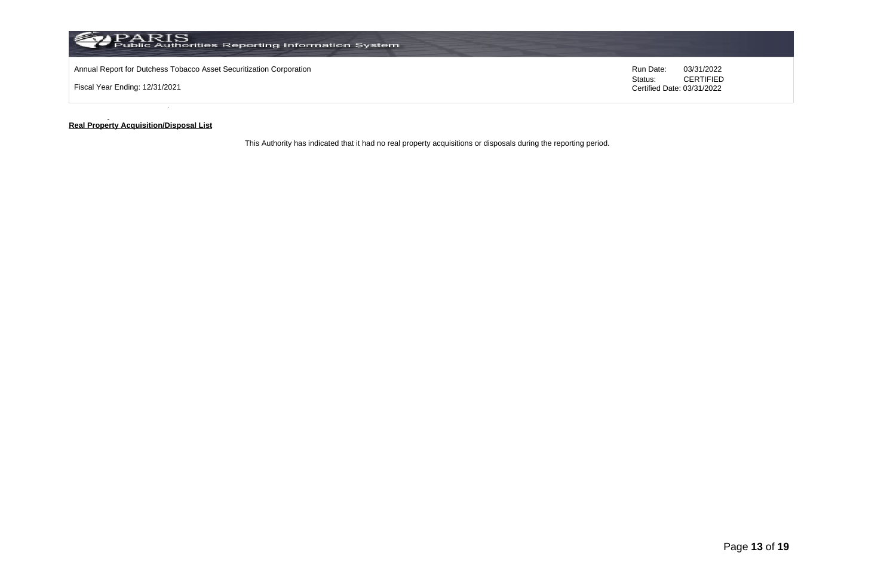Annual Report for Dutchess Tobacco Asset Securitization Corporation

Fiscal Year Ending: 12/31/2021

Run Date: 03/31/2022
Status: CERTIFIED
Certified Date: 03/31/2022

**Real Property Acquisition/Disposal List**

This Authority has indicated that it had no real property acquisitions or disposals during the reporting period.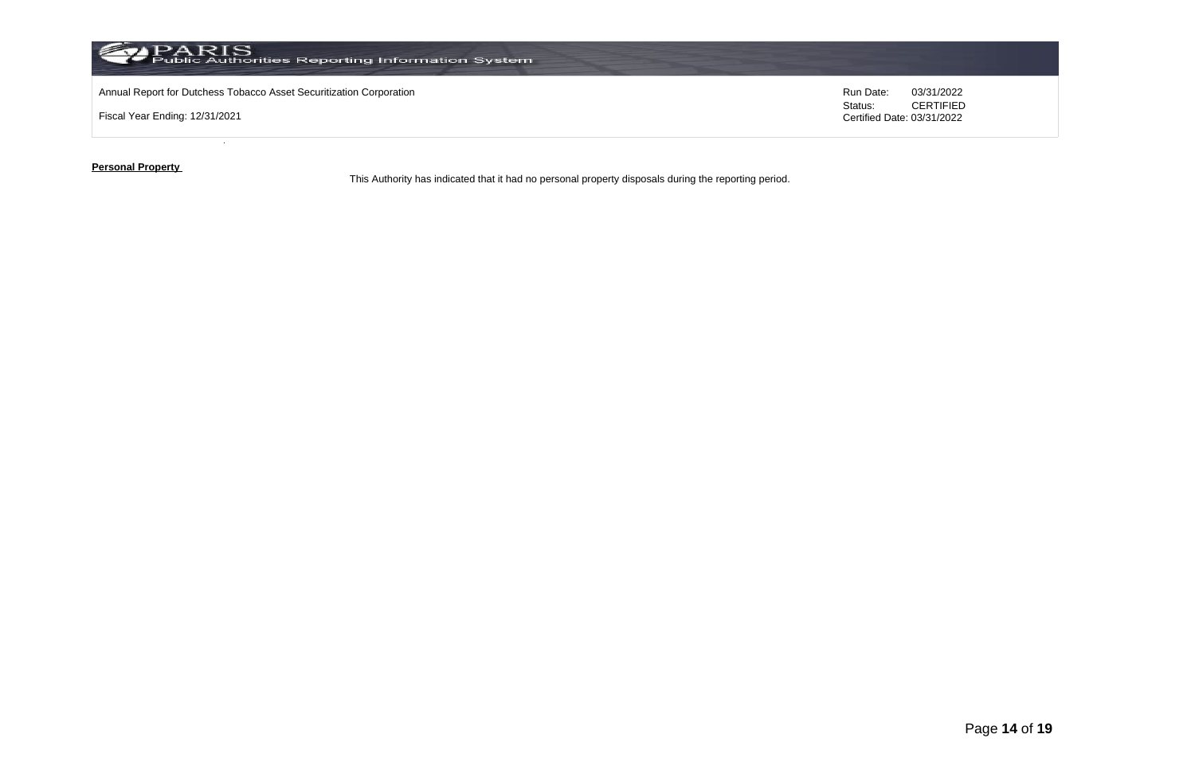**Personal Property**

This Authority has indicated that it had no personal property disposals during the reporting period.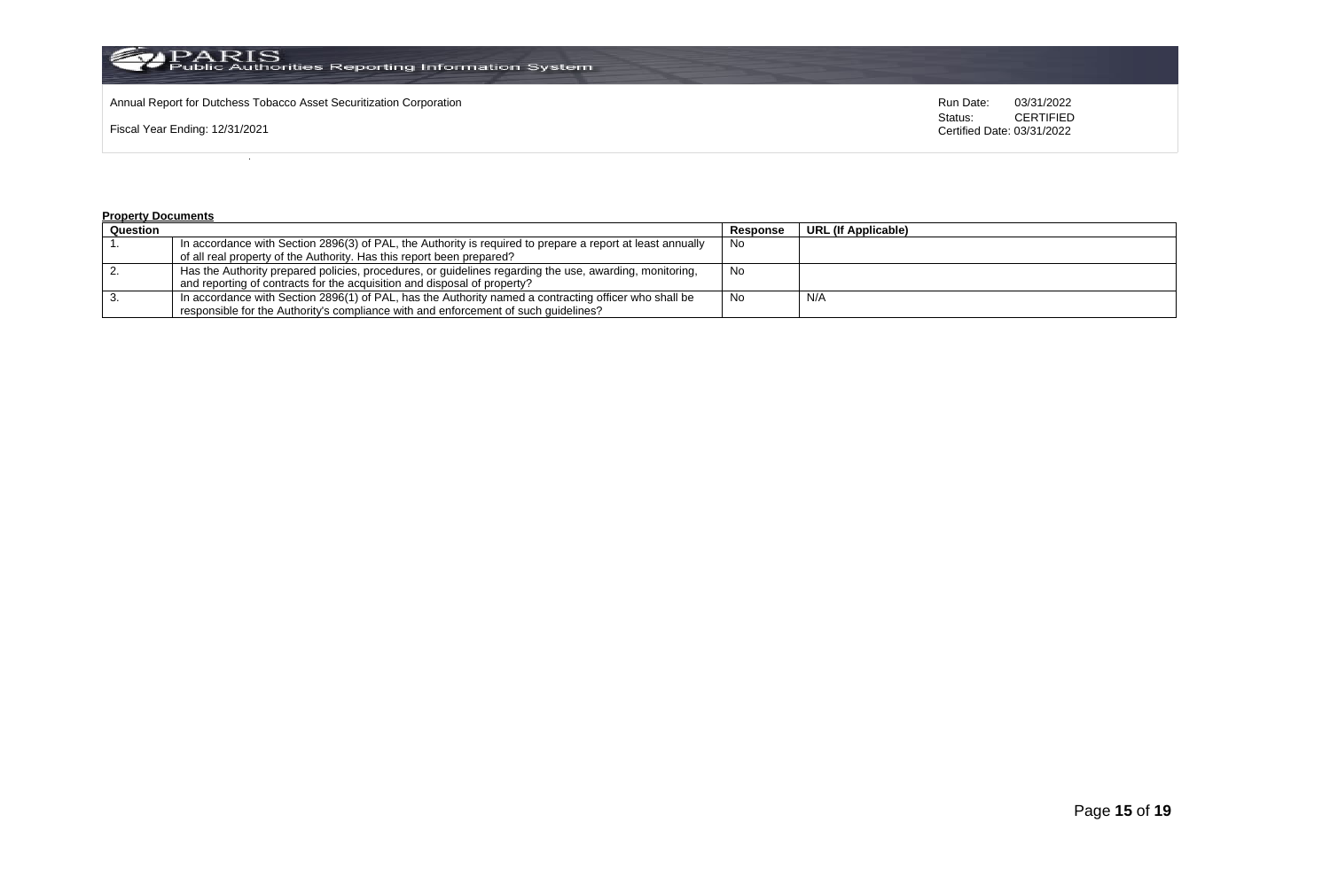Annual Report for Dutchess Tobacco Asset Securitization Corporation

Fiscal Year Ending: 12/31/2021

Run Date: 03/31/2022
Status: CERTIFIED
Certified Date: 03/31/2022

**Property Documents**

| Question | | Response | URL (If Applicable) |
|---|---|---|---|
| 1. | In accordance with Section 2896(3) of PAL, the Authority is required to prepare a report at least annually of all real property of the Authority. Has this report been prepared? | No | |
| 2. | Has the Authority prepared policies, procedures, or guidelines regarding the use, awarding, monitoring, and reporting of contracts for the acquisition and disposal of property? | No | |
| 3. | In accordance with Section 2896(1) of PAL, has the Authority named a contracting officer who shall be responsible for the Authority's compliance with and enforcement of such guidelines? | No | N/A |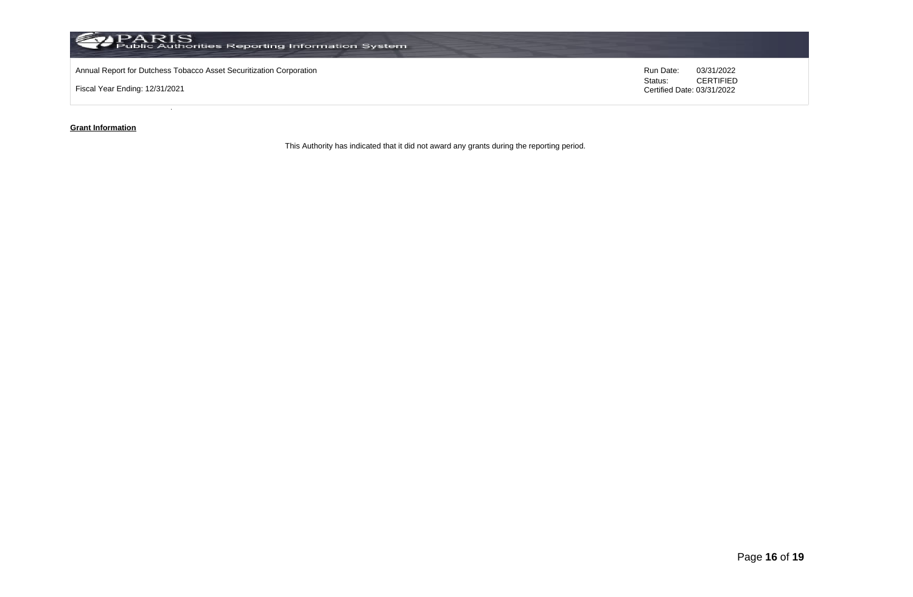Annual Report for Dutchess Tobacco Asset Securitization Corporation

Fiscal Year Ending: 12/31/2021

Run Date: 03/31/2022
Status: CERTIFIED
Certified Date: 03/31/2022

**Grant Information**

This Authority has indicated that it did not award any grants during the reporting period.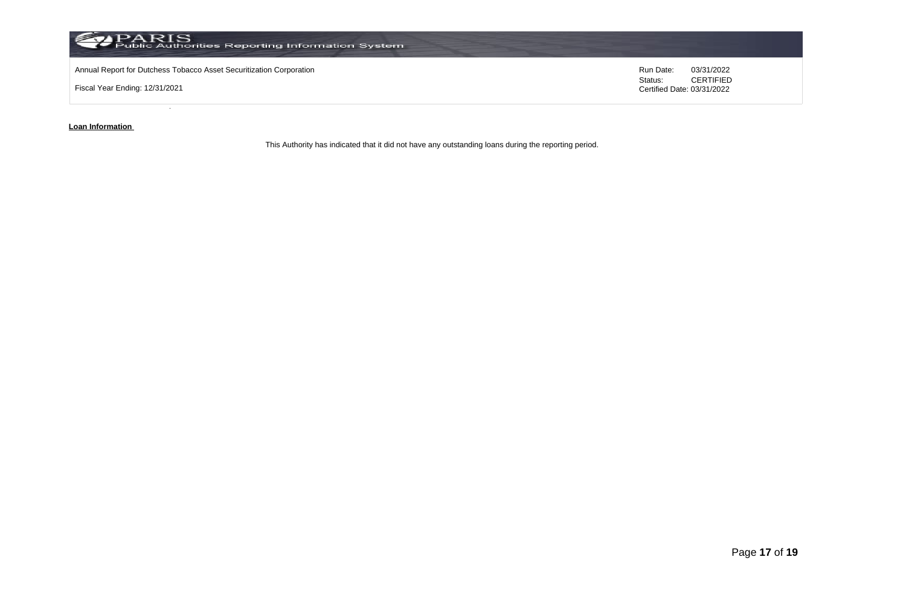Annual Report for Dutchess Tobacco Asset Securitization Corporation

Fiscal Year Ending: 12/31/2021

Run Date: 03/31/2022
Status: CERTIFIED
Certified Date: 03/31/2022

**Loan Information**

This Authority has indicated that it did not have any outstanding loans during the reporting period.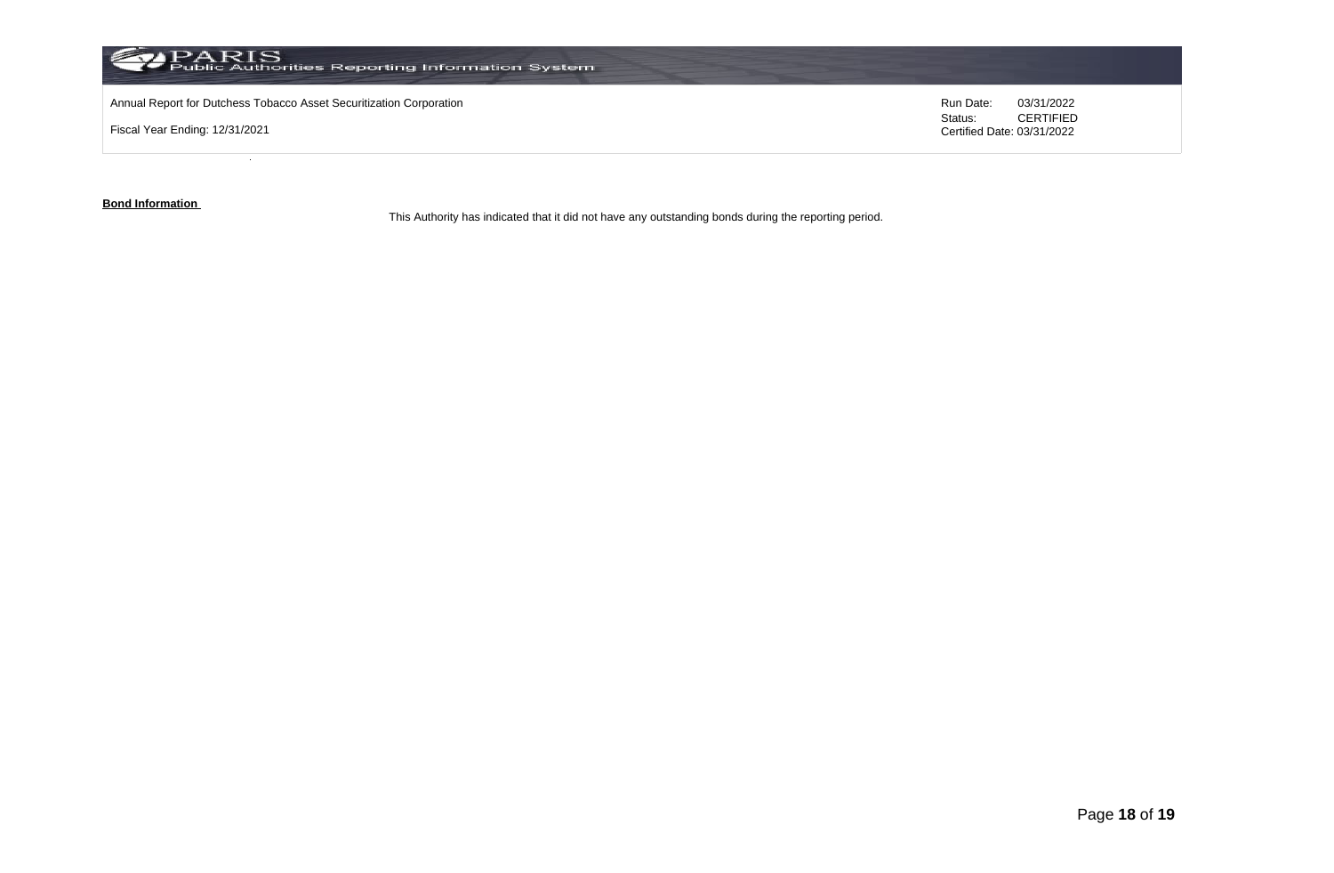Annual Report for Dutchess Tobacco Asset Securitization Corporation

Fiscal Year Ending: 12/31/2021

Run Date: 03/31/2022
Status: CERTIFIED
Certified Date: 03/31/2022

**Bond Information**

This Authority has indicated that it did not have any outstanding bonds during the reporting period.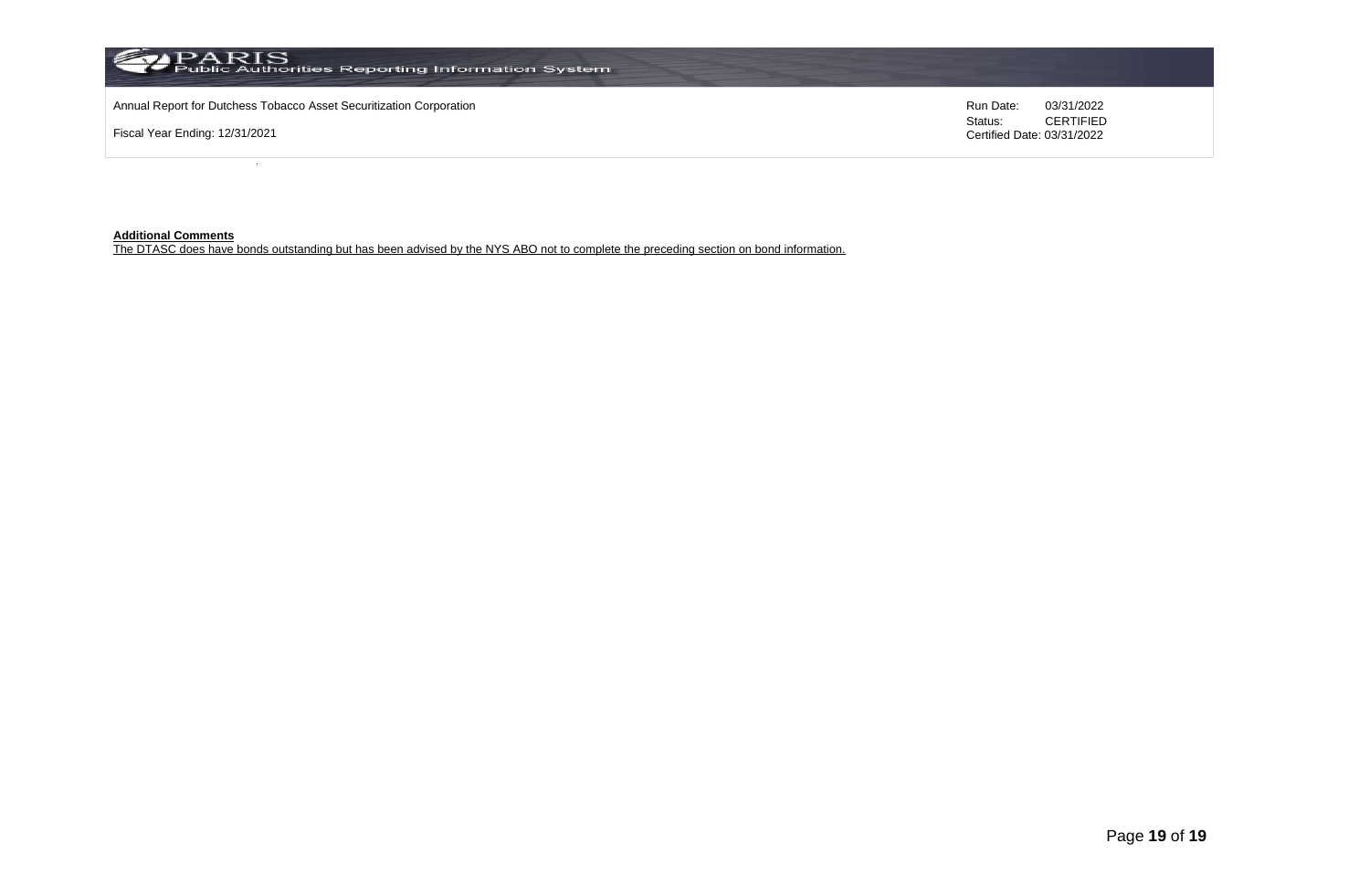Annual Report for Dutchess Tobacco Asset Securitization Corporation

Fiscal Year Ending: 12/31/2021

Run Date: 03/31/2022
Status: CERTIFIED
Certified Date: 03/31/2022

**Additional Comments**

The DTASC does have bonds outstanding but has been advised by the NYS ABO not to complete the preceding section on bond information.